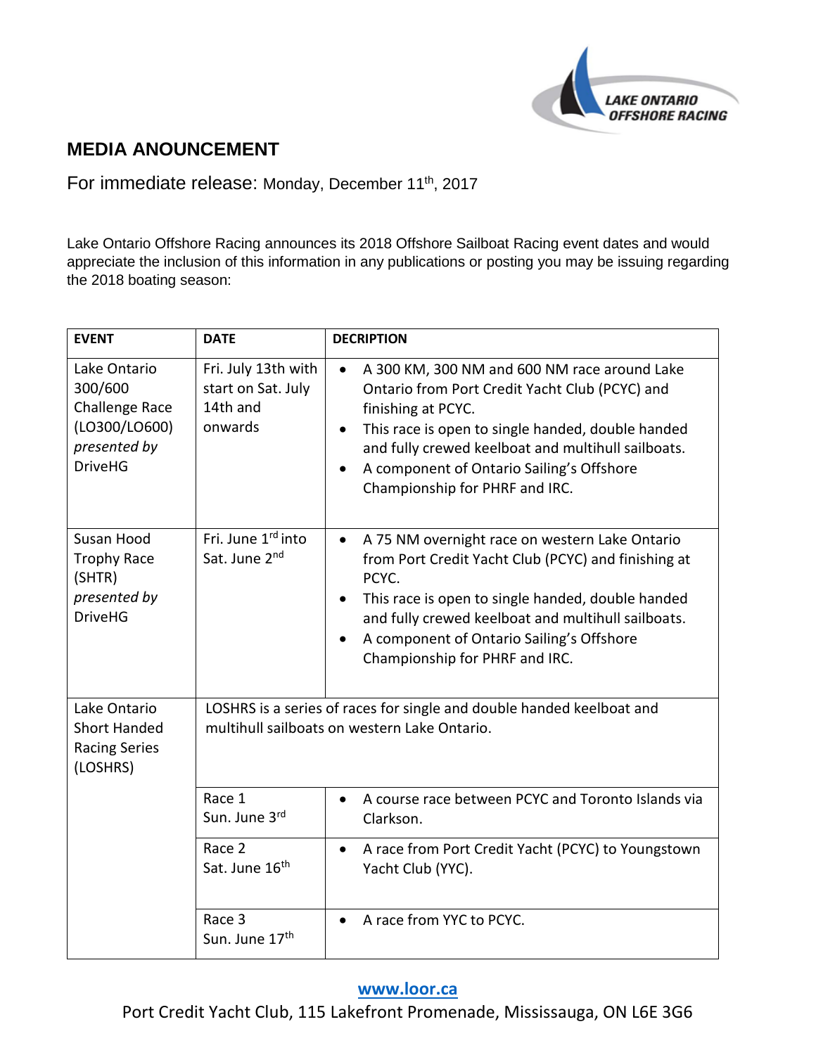# MEDIA ANOUNCEMENT

For immediate release: Monday, December 11th, 2017

Lake Ontario Offshore Racing announces its 2018 Offshore Sailboat Racing event dates and would appreciate the inclusion of this information in any publications or posting you may be issuing regarding the 2018 boating season:

| EVENT | DATE | DECRIPTION |
|---|---|---|
| Lake Ontario 300/600 Challenge Race (LO300/LO600) *presented by* DriveHG | Fri. July 13th with start on Sat. July 14th and onwards | • A 300 KM, 300 NM and 600 NM race around Lake Ontario from Port Credit Yacht Club (PCYC) and finishing at PCYC.<br>• This race is open to single handed, double handed and fully crewed keelboat and multihull sailboats.<br>• A component of Ontario Sailing's Offshore Championship for PHRF and IRC. |
| Susan Hood Trophy Race (SHTR) *presented by* DriveHG | Fri. June 1rd into Sat. June 2nd | • A 75 NM overnight race on western Lake Ontario from Port Credit Yacht Club (PCYC) and finishing at PCYC.<br>• This race is open to single handed, double handed and fully crewed keelboat and multihull sailboats.<br>• A component of Ontario Sailing's Offshore Championship for PHRF and IRC. |
| Lake Ontario Short Handed Racing Series (LOSHRS) | LOSHRS is a series of races for single and double handed keelboat and multihull sailboats on western Lake Ontario. | |
| | Race 1<br>Sun. June 3rd | • A course race between PCYC and Toronto Islands via Clarkson. |
| | Race 2<br>Sat. June 16th | • A race from Port Credit Yacht (PCYC) to Youngstown Yacht Club (YYC). |
| | Race 3<br>Sun. June 17th | • A race from YYC to PCYC. |

**www.loor.ca**

Port Credit Yacht Club, 115 Lakefront Promenade, Mississauga, ON L6E 3G6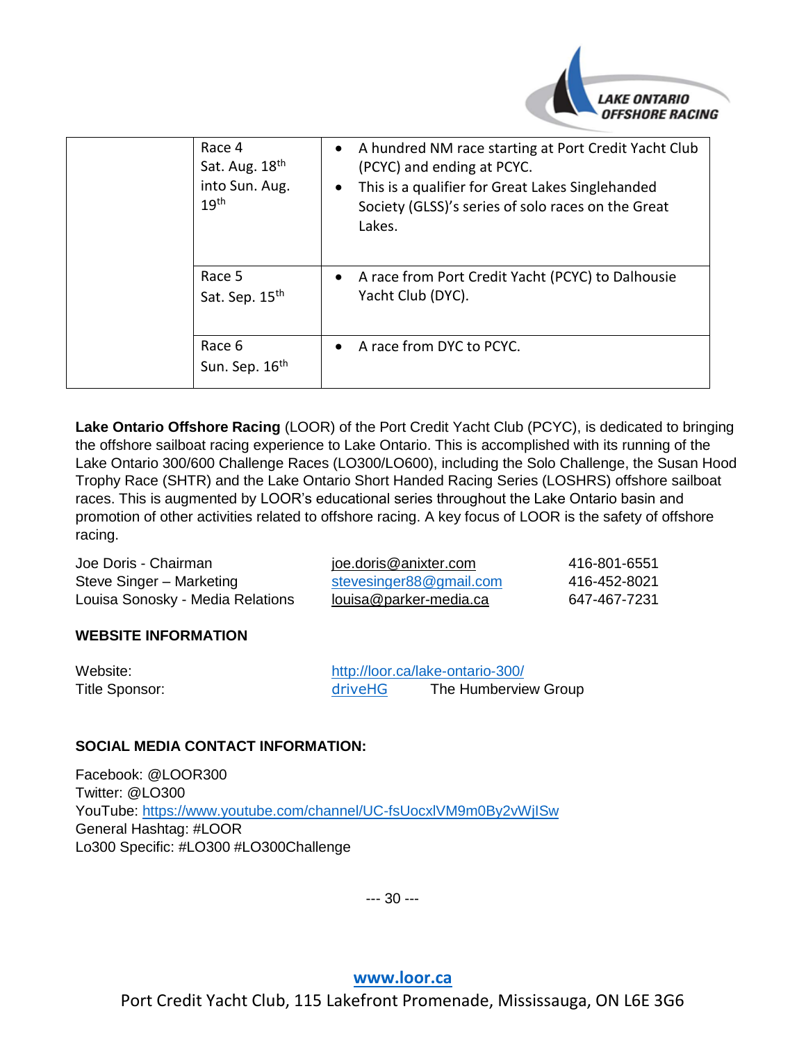| | | |
|---|---|---|
| | Race 4<br>Sat. Aug. 18th into Sun. Aug. 19th | • A hundred NM race starting at Port Credit Yacht Club (PCYC) and ending at PCYC.<br>• This is a qualifier for Great Lakes Singlehanded Society (GLSS)'s series of solo races on the Great Lakes. |
| | Race 5<br>Sat. Sep. 15th | • A race from Port Credit Yacht (PCYC) to Dalhousie Yacht Club (DYC). |
| | Race 6<br>Sun. Sep. 16th | • A race from DYC to PCYC. |

**Lake Ontario Offshore Racing** (LOOR) of the Port Credit Yacht Club (PCYC), is dedicated to bringing the offshore sailboat racing experience to Lake Ontario. This is accomplished with its running of the Lake Ontario 300/600 Challenge Races (LO300/LO600), including the Solo Challenge, the Susan Hood Trophy Race (SHTR) and the Lake Ontario Short Handed Racing Series (LOSHRS) offshore sailboat races. This is augmented by LOOR's educational series throughout the Lake Ontario basin and promotion of other activities related to offshore racing. A key focus of LOOR is the safety of offshore racing.

| | | |
|---|---|---|
| Joe Doris - Chairman | joe.doris@anixter.com | 416-801-6551 |
| Steve Singer – Marketing | stevesinger88@gmail.com | 416-452-8021 |
| Louisa Sonosky - Media Relations | louisa@parker-media.ca | 647-467-7231 |

**WEBSITE INFORMATION**

Website: http://loor.ca/lake-ontario-300/
Title Sponsor: driveHG The Humberview Group

**SOCIAL MEDIA CONTACT INFORMATION:**

Facebook: @LOOR300
Twitter: @LO300
YouTube: https://www.youtube.com/channel/UC-fsUocxlVM9m0By2vWjISw
General Hashtag: #LOOR
Lo300 Specific: #LO300 #LO300Challenge

--- 30 ---

**www.loor.ca**
Port Credit Yacht Club, 115 Lakefront Promenade, Mississauga, ON L6E 3G6